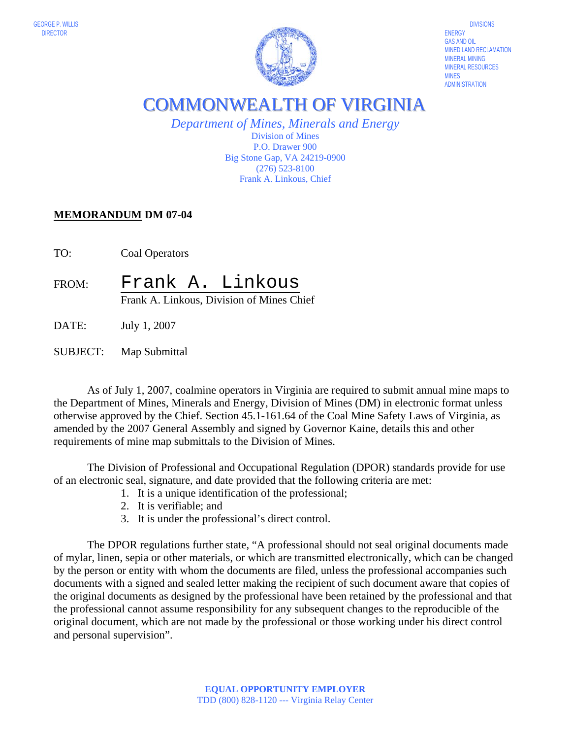GEORGE P. WILLIS
DIRECTOR

DIVISIONS
ENERGY
GAS AND OIL
MINED LAND RECLAMATION
MINERAL MINING
MINERAL RESOURCES
MINES
ADMINISTRATION

# COMMONWEALTH OF VIRGINIA

*Department of Mines, Minerals and Energy*
Division of Mines
P.O. Drawer 900
Big Stone Gap, VA 24219-0900
(276) 523-8100
Frank A. Linkous, Chief

**MEMORANDUM DM 07-04**

TO: Coal Operators

FROM: Frank A. Linkous
Frank A. Linkous, Division of Mines Chief

DATE: July 1, 2007

SUBJECT: Map Submittal

As of July 1, 2007, coalmine operators in Virginia are required to submit annual mine maps to the Department of Mines, Minerals and Energy, Division of Mines (DM) in electronic format unless otherwise approved by the Chief. Section 45.1-161.64 of the Coal Mine Safety Laws of Virginia, as amended by the 2007 General Assembly and signed by Governor Kaine, details this and other requirements of mine map submittals to the Division of Mines.

The Division of Professional and Occupational Regulation (DPOR) standards provide for use of an electronic seal, signature, and date provided that the following criteria are met:

1. It is a unique identification of the professional;
2. It is verifiable; and
3. It is under the professional's direct control.

The DPOR regulations further state, "A professional should not seal original documents made of mylar, linen, sepia or other materials, or which are transmitted electronically, which can be changed by the person or entity with whom the documents are filed, unless the professional accompanies such documents with a signed and sealed letter making the recipient of such document aware that copies of the original documents as designed by the professional have been retained by the professional and that the professional cannot assume responsibility for any subsequent changes to the reproducible of the original document, which are not made by the professional or those working under his direct control and personal supervision".

**EQUAL OPPORTUNITY EMPLOYER**
TDD (800) 828-1120 --- Virginia Relay Center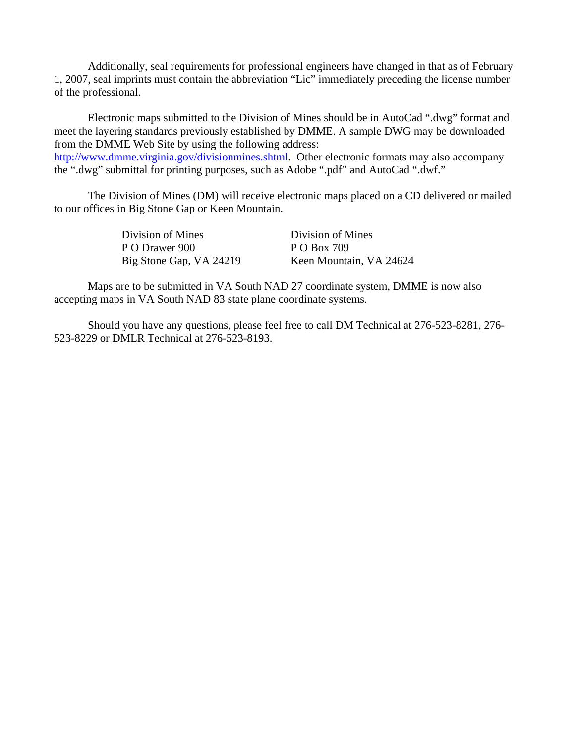Additionally, seal requirements for professional engineers have changed in that as of February 1, 2007, seal imprints must contain the abbreviation "Lic" immediately preceding the license number of the professional.

Electronic maps submitted to the Division of Mines should be in AutoCad ".dwg" format and meet the layering standards previously established by DMME. A sample DWG may be downloaded from the DMME Web Site by using the following address: [http://www.dmme.virginia.gov/divisionmines.shtml](http://www.dmme.virginia.gov/divisionmines.shtml). Other electronic formats may also accompany the ".dwg" submittal for printing purposes, such as Adobe ".pdf" and AutoCad ".dwf."

The Division of Mines (DM) will receive electronic maps placed on a CD delivered or mailed to our offices in Big Stone Gap or Keen Mountain.

Division of Mines
P O Drawer 900
Big Stone Gap, VA 24219

Division of Mines
P O Box 709
Keen Mountain, VA 24624

Maps are to be submitted in VA South NAD 27 coordinate system, DMME is now also accepting maps in VA South NAD 83 state plane coordinate systems.

Should you have any questions, please feel free to call DM Technical at 276-523-8281, 276-523-8229 or DMLR Technical at 276-523-8193.